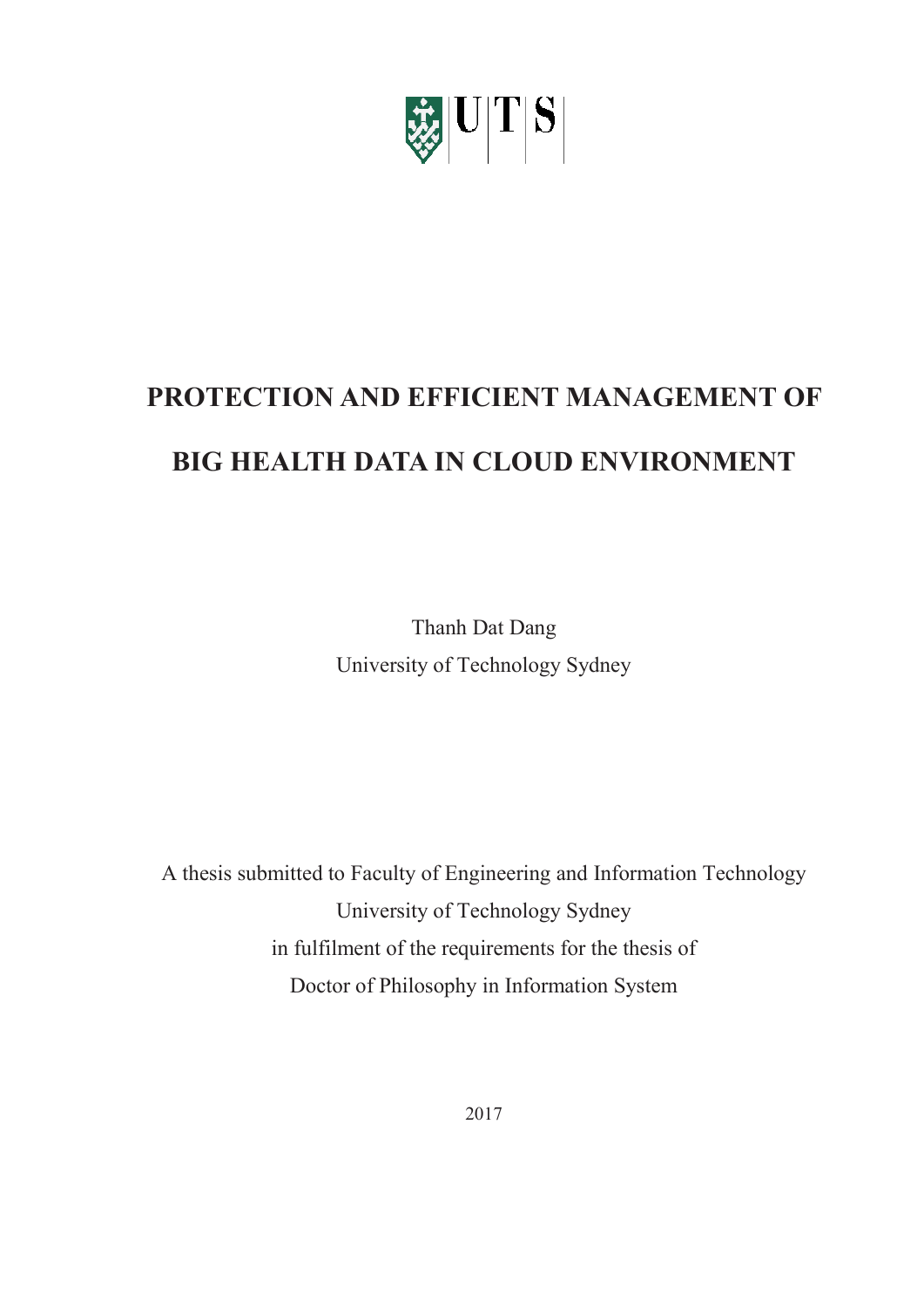# PROTECTION AND EFFICIENT MANAGEMENT OF BIG HEALTH DATA IN CLOUD ENVIRONMENT

Thanh Dat Dang

University of Technology Sydney

A thesis submitted to Faculty of Engineering and Information Technology

University of Technology Sydney

in fulfilment of the requirements for the thesis of

Doctor of Philosophy in Information System

2017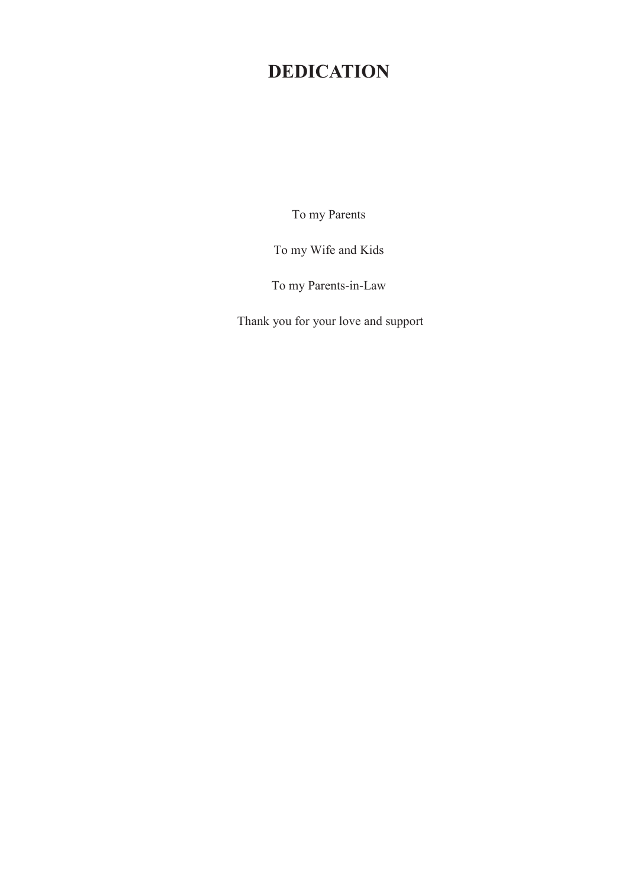# DEDICATION

To my Parents

To my Wife and Kids

To my Parents-in-Law

Thank you for your love and support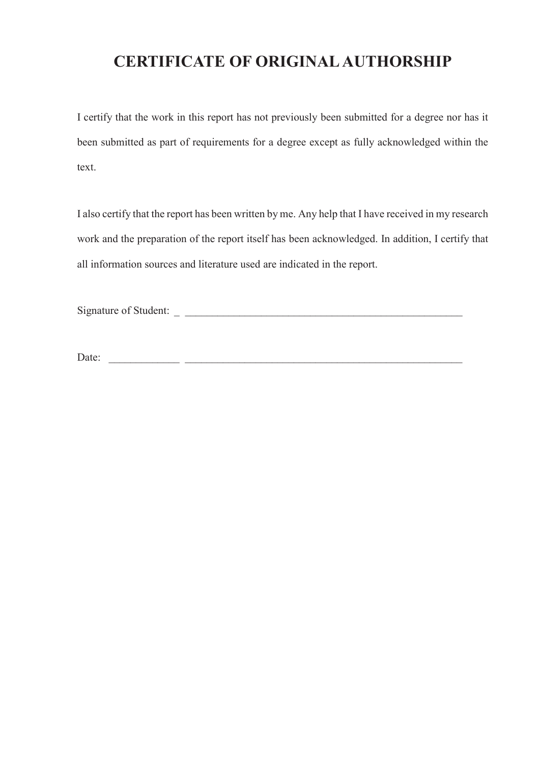# CERTIFICATE OF ORIGINAL AUTHORSHIP

I certify that the work in this report has not previously been submitted for a degree nor has it been submitted as part of requirements for a degree except as fully acknowledged within the text.

I also certify that the report has been written by me. Any help that I have received in my research work and the preparation of the report itself has been acknowledged. In addition, I certify that all information sources and literature used are indicated in the report.

Signature of Student: _ ______________________________________________________

Date: _____________ ______________________________________________________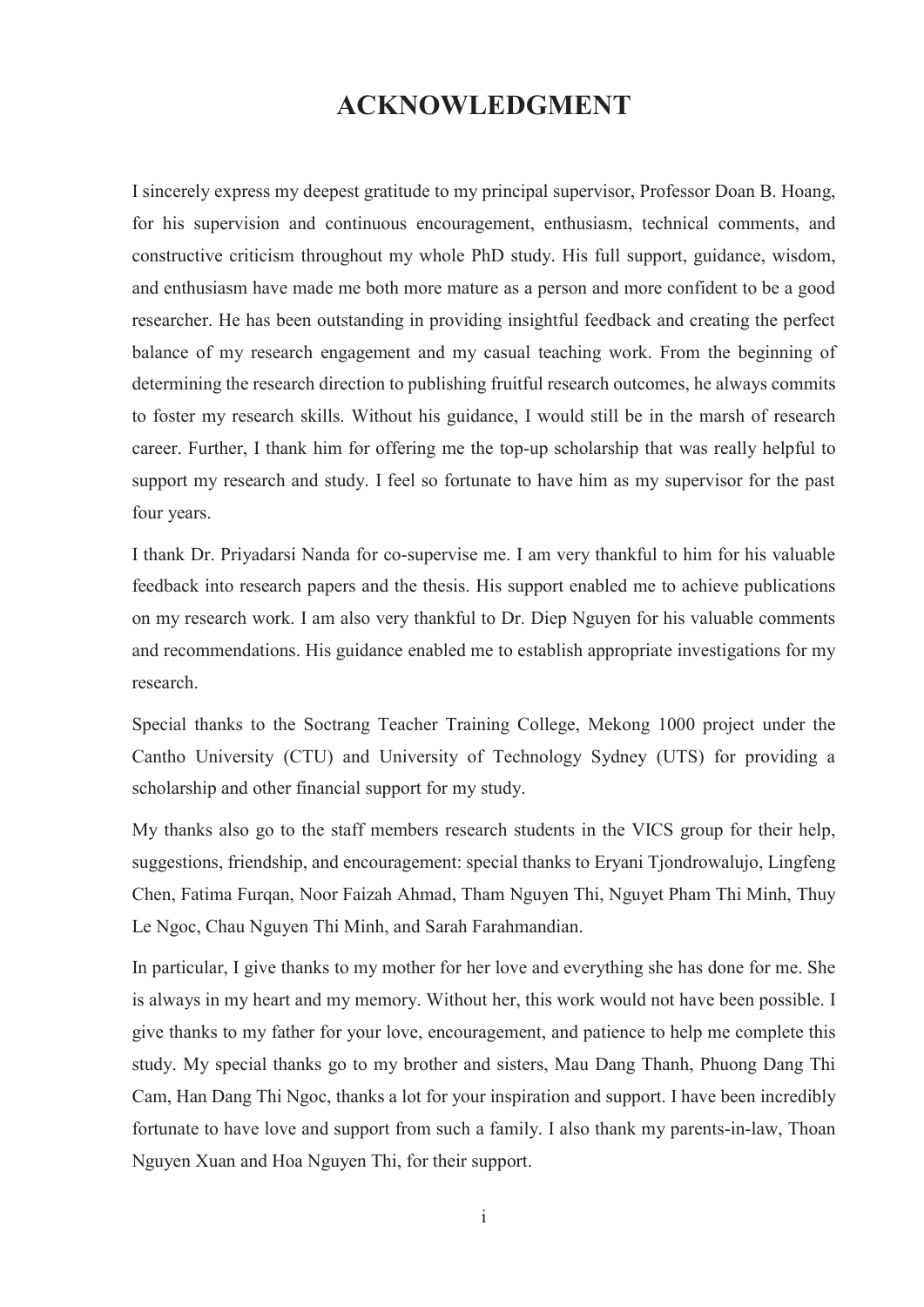# ACKNOWLEDGMENT

I sincerely express my deepest gratitude to my principal supervisor, Professor Doan B. Hoang, for his supervision and continuous encouragement, enthusiasm, technical comments, and constructive criticism throughout my whole PhD study. His full support, guidance, wisdom, and enthusiasm have made me both more mature as a person and more confident to be a good researcher. He has been outstanding in providing insightful feedback and creating the perfect balance of my research engagement and my casual teaching work. From the beginning of determining the research direction to publishing fruitful research outcomes, he always commits to foster my research skills. Without his guidance, I would still be in the marsh of research career. Further, I thank him for offering me the top-up scholarship that was really helpful to support my research and study. I feel so fortunate to have him as my supervisor for the past four years.

I thank Dr. Priyadarsi Nanda for co-supervise me. I am very thankful to him for his valuable feedback into research papers and the thesis. His support enabled me to achieve publications on my research work. I am also very thankful to Dr. Diep Nguyen for his valuable comments and recommendations. His guidance enabled me to establish appropriate investigations for my research.

Special thanks to the Soctrang Teacher Training College, Mekong 1000 project under the Cantho University (CTU) and University of Technology Sydney (UTS) for providing a scholarship and other financial support for my study.

My thanks also go to the staff members research students in the VICS group for their help, suggestions, friendship, and encouragement: special thanks to Eryani Tjondrowalujo, Lingfeng Chen, Fatima Furqan, Noor Faizah Ahmad, Tham Nguyen Thi, Nguyet Pham Thi Minh, Thuy Le Ngoc, Chau Nguyen Thi Minh, and Sarah Farahmandian.

In particular, I give thanks to my mother for her love and everything she has done for me. She is always in my heart and my memory. Without her, this work would not have been possible. I give thanks to my father for your love, encouragement, and patience to help me complete this study. My special thanks go to my brother and sisters, Mau Dang Thanh, Phuong Dang Thi Cam, Han Dang Thi Ngoc, thanks a lot for your inspiration and support. I have been incredibly fortunate to have love and support from such a family. I also thank my parents-in-law, Thoan Nguyen Xuan and Hoa Nguyen Thi, for their support.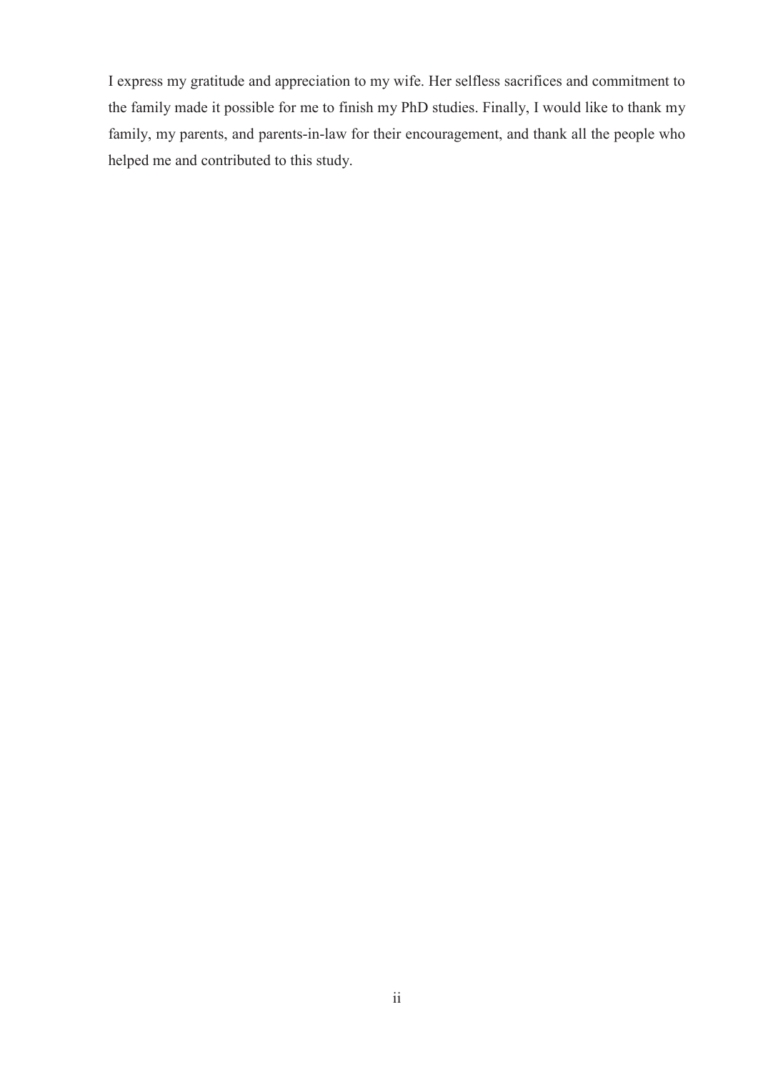I express my gratitude and appreciation to my wife. Her selfless sacrifices and commitment to the family made it possible for me to finish my PhD studies. Finally, I would like to thank my family, my parents, and parents-in-law for their encouragement, and thank all the people who helped me and contributed to this study.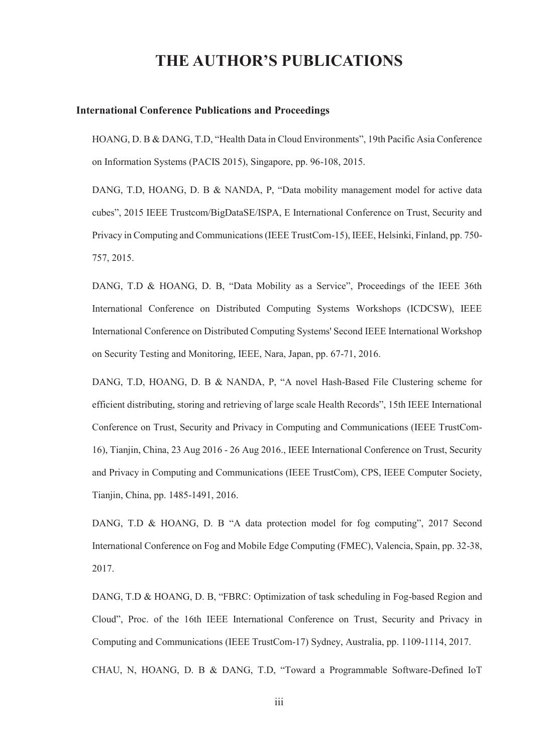# THE AUTHOR'S PUBLICATIONS

### International Conference Publications and Proceedings

HOANG, D. B & DANG, T.D, "Health Data in Cloud Environments", 19th Pacific Asia Conference on Information Systems (PACIS 2015), Singapore, pp. 96-108, 2015.

DANG, T.D, HOANG, D. B & NANDA, P, "Data mobility management model for active data cubes", 2015 IEEE Trustcom/BigDataSE/ISPA, E International Conference on Trust, Security and Privacy in Computing and Communications (IEEE TrustCom-15), IEEE, Helsinki, Finland, pp. 750-757, 2015.

DANG, T.D & HOANG, D. B, "Data Mobility as a Service", Proceedings of the IEEE 36th International Conference on Distributed Computing Systems Workshops (ICDCSW), IEEE International Conference on Distributed Computing Systems' Second IEEE International Workshop on Security Testing and Monitoring, IEEE, Nara, Japan, pp. 67-71, 2016.

DANG, T.D, HOANG, D. B & NANDA, P, "A novel Hash-Based File Clustering scheme for efficient distributing, storing and retrieving of large scale Health Records", 15th IEEE International Conference on Trust, Security and Privacy in Computing and Communications (IEEE TrustCom-16), Tianjin, China, 23 Aug 2016 - 26 Aug 2016., IEEE International Conference on Trust, Security and Privacy in Computing and Communications (IEEE TrustCom), CPS, IEEE Computer Society, Tianjin, China, pp. 1485-1491, 2016.

DANG, T.D & HOANG, D. B "A data protection model for fog computing", 2017 Second International Conference on Fog and Mobile Edge Computing (FMEC), Valencia, Spain, pp. 32-38, 2017.

DANG, T.D & HOANG, D. B, "FBRC: Optimization of task scheduling in Fog-based Region and Cloud", Proc. of the 16th IEEE International Conference on Trust, Security and Privacy in Computing and Communications (IEEE TrustCom-17) Sydney, Australia, pp. 1109-1114, 2017.

CHAU, N, HOANG, D. B & DANG, T.D, "Toward a Programmable Software-Defined IoT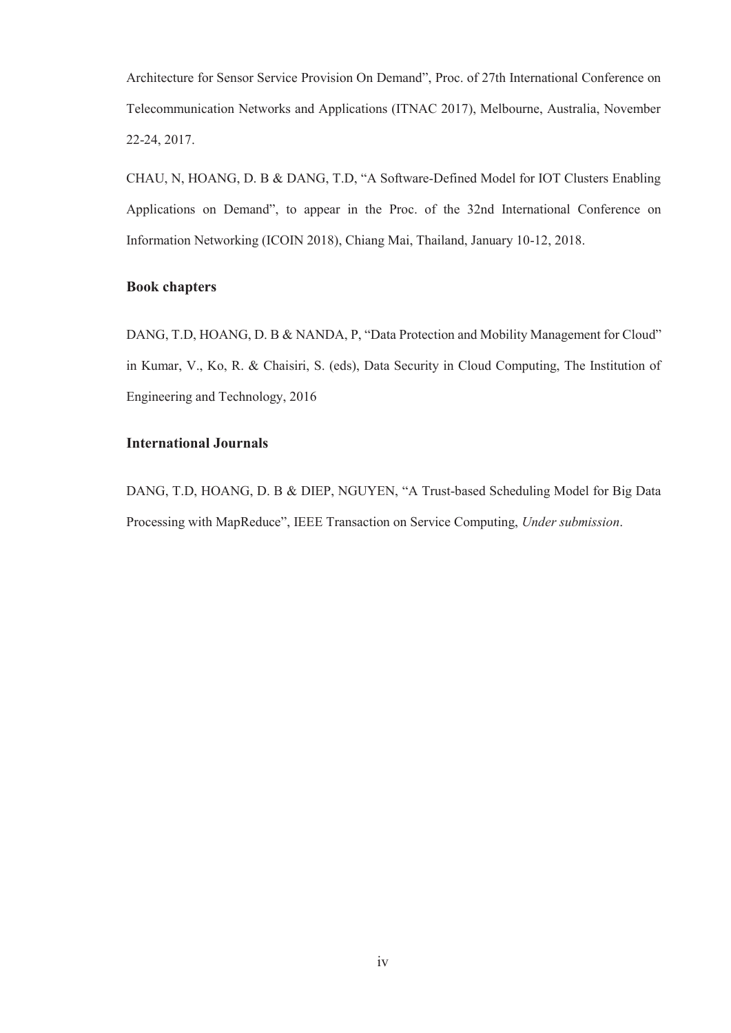Architecture for Sensor Service Provision On Demand", Proc. of 27th International Conference on Telecommunication Networks and Applications (ITNAC 2017), Melbourne, Australia, November 22-24, 2017.

CHAU, N, HOANG, D. B & DANG, T.D, "A Software-Defined Model for IOT Clusters Enabling Applications on Demand", to appear in the Proc. of the 32nd International Conference on Information Networking (ICOIN 2018), Chiang Mai, Thailand, January 10-12, 2018.

### Book chapters

DANG, T.D, HOANG, D. B & NANDA, P, "Data Protection and Mobility Management for Cloud" in Kumar, V., Ko, R. & Chaisiri, S. (eds), Data Security in Cloud Computing, The Institution of Engineering and Technology, 2016

### International Journals

DANG, T.D, HOANG, D. B & DIEP, NGUYEN, "A Trust-based Scheduling Model for Big Data Processing with MapReduce", IEEE Transaction on Service Computing, *Under submission*.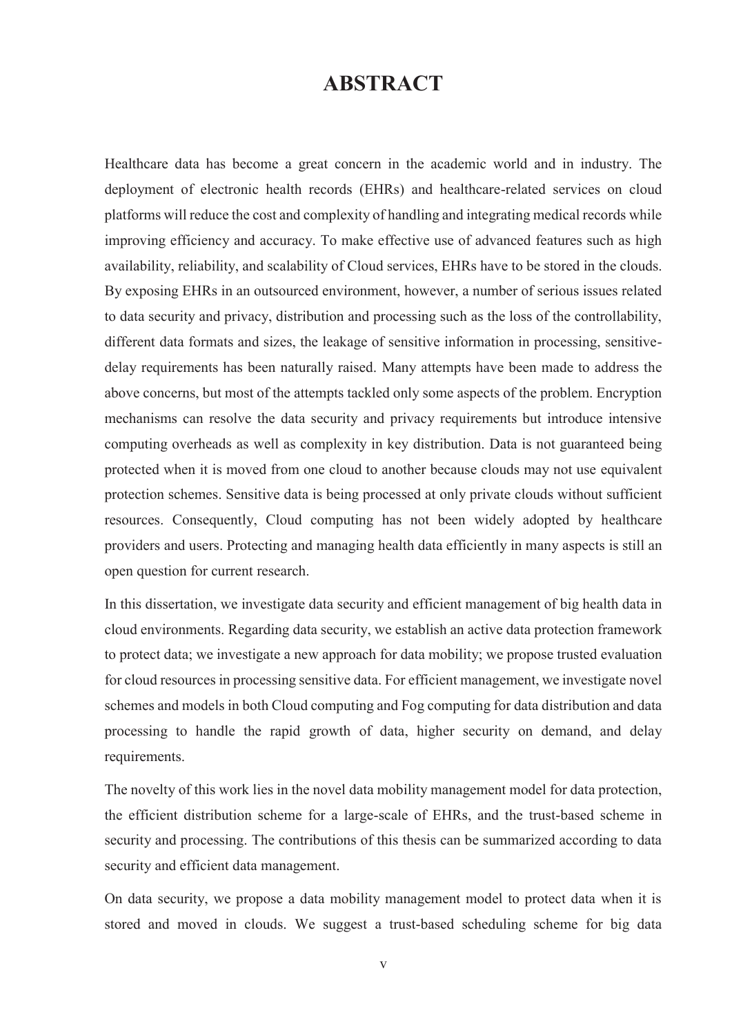# ABSTRACT

Healthcare data has become a great concern in the academic world and in industry. The deployment of electronic health records (EHRs) and healthcare-related services on cloud platforms will reduce the cost and complexity of handling and integrating medical records while improving efficiency and accuracy. To make effective use of advanced features such as high availability, reliability, and scalability of Cloud services, EHRs have to be stored in the clouds. By exposing EHRs in an outsourced environment, however, a number of serious issues related to data security and privacy, distribution and processing such as the loss of the controllability, different data formats and sizes, the leakage of sensitive information in processing, sensitive-delay requirements has been naturally raised. Many attempts have been made to address the above concerns, but most of the attempts tackled only some aspects of the problem. Encryption mechanisms can resolve the data security and privacy requirements but introduce intensive computing overheads as well as complexity in key distribution. Data is not guaranteed being protected when it is moved from one cloud to another because clouds may not use equivalent protection schemes. Sensitive data is being processed at only private clouds without sufficient resources. Consequently, Cloud computing has not been widely adopted by healthcare providers and users. Protecting and managing health data efficiently in many aspects is still an open question for current research.

In this dissertation, we investigate data security and efficient management of big health data in cloud environments. Regarding data security, we establish an active data protection framework to protect data; we investigate a new approach for data mobility; we propose trusted evaluation for cloud resources in processing sensitive data. For efficient management, we investigate novel schemes and models in both Cloud computing and Fog computing for data distribution and data processing to handle the rapid growth of data, higher security on demand, and delay requirements.

The novelty of this work lies in the novel data mobility management model for data protection, the efficient distribution scheme for a large-scale of EHRs, and the trust-based scheme in security and processing. The contributions of this thesis can be summarized according to data security and efficient data management.

On data security, we propose a data mobility management model to protect data when it is stored and moved in clouds. We suggest a trust-based scheduling scheme for big data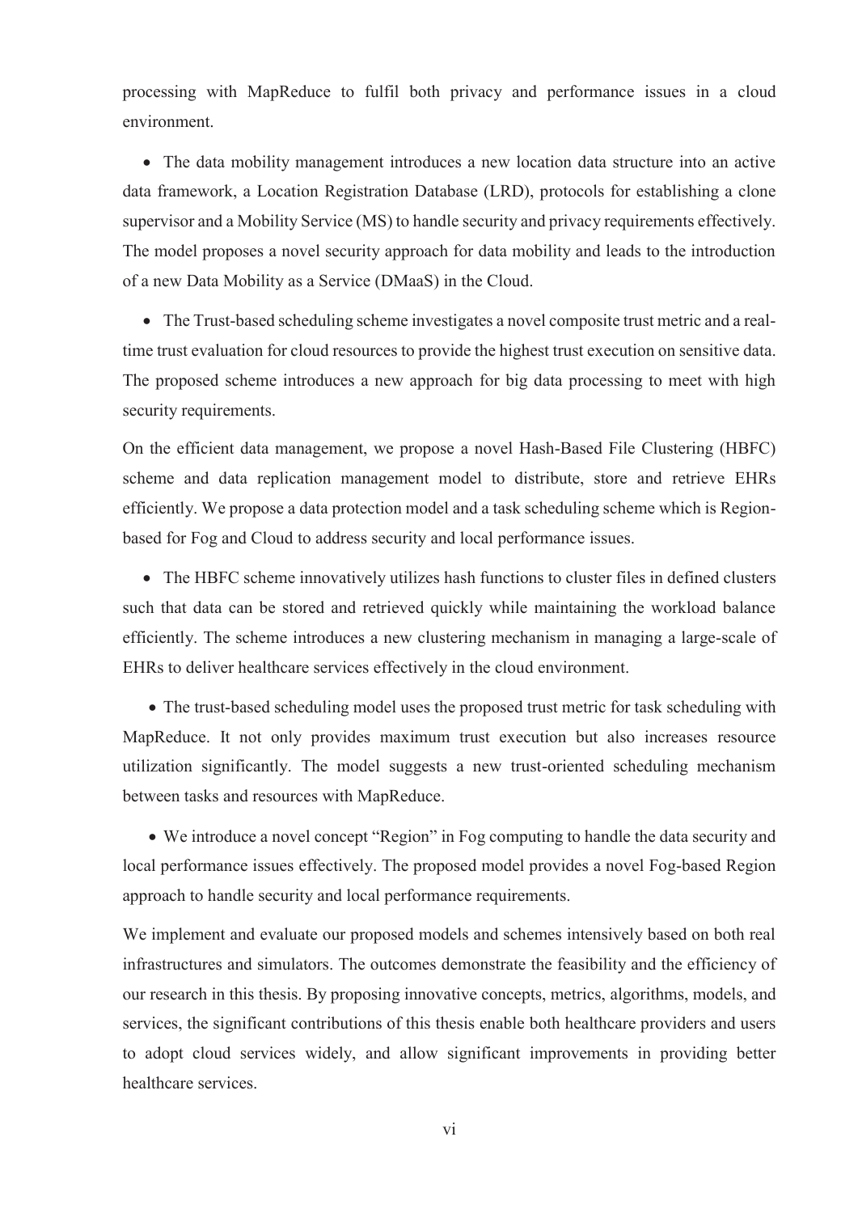processing with MapReduce to fulfil both privacy and performance issues in a cloud environment.

- The data mobility management introduces a new location data structure into an active data framework, a Location Registration Database (LRD), protocols for establishing a clone supervisor and a Mobility Service (MS) to handle security and privacy requirements effectively. The model proposes a novel security approach for data mobility and leads to the introduction of a new Data Mobility as a Service (DMaaS) in the Cloud.

- The Trust-based scheduling scheme investigates a novel composite trust metric and a real-time trust evaluation for cloud resources to provide the highest trust execution on sensitive data. The proposed scheme introduces a new approach for big data processing to meet with high security requirements.

On the efficient data management, we propose a novel Hash-Based File Clustering (HBFC) scheme and data replication management model to distribute, store and retrieve EHRs efficiently. We propose a data protection model and a task scheduling scheme which is Region-based for Fog and Cloud to address security and local performance issues.

- The HBFC scheme innovatively utilizes hash functions to cluster files in defined clusters such that data can be stored and retrieved quickly while maintaining the workload balance efficiently. The scheme introduces a new clustering mechanism in managing a large-scale of EHRs to deliver healthcare services effectively in the cloud environment.

- The trust-based scheduling model uses the proposed trust metric for task scheduling with MapReduce. It not only provides maximum trust execution but also increases resource utilization significantly. The model suggests a new trust-oriented scheduling mechanism between tasks and resources with MapReduce.

- We introduce a novel concept "Region" in Fog computing to handle the data security and local performance issues effectively. The proposed model provides a novel Fog-based Region approach to handle security and local performance requirements.

We implement and evaluate our proposed models and schemes intensively based on both real infrastructures and simulators. The outcomes demonstrate the feasibility and the efficiency of our research in this thesis. By proposing innovative concepts, metrics, algorithms, models, and services, the significant contributions of this thesis enable both healthcare providers and users to adopt cloud services widely, and allow significant improvements in providing better healthcare services.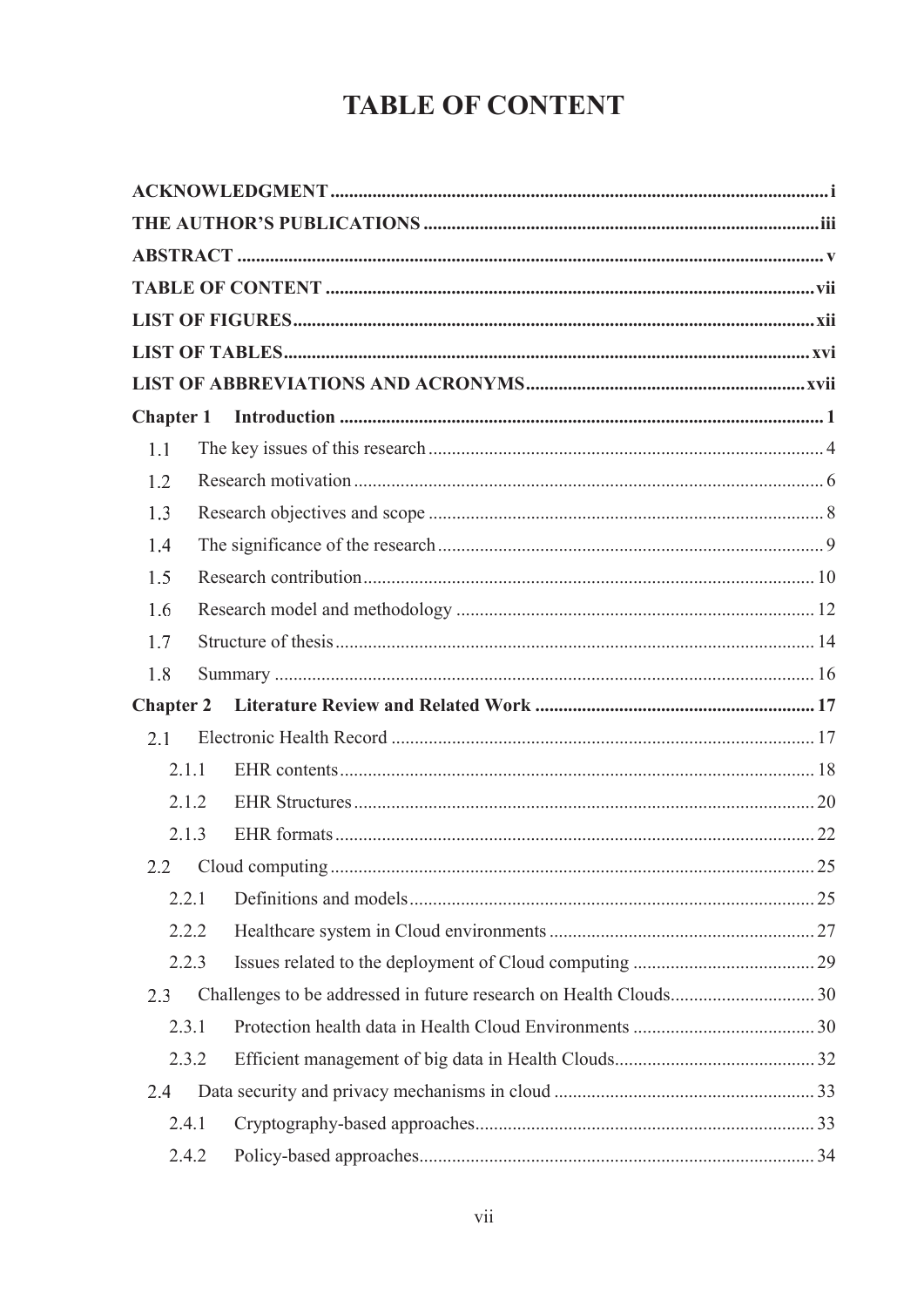# TABLE OF CONTENT

**ACKNOWLEDGMENT** .......... **i**

**THE AUTHOR'S PUBLICATIONS** .......... **iii**

**ABSTRACT** .......... **v**

**TABLE OF CONTENT** .......... **vii**

**LIST OF FIGURES** .......... **xii**

**LIST OF TABLES** .......... **xvi**

**LIST OF ABBREVIATIONS AND ACRONYMS** .......... **xvii**

**Chapter 1 Introduction** .......... **1**

- 1.1 The key issues of this research .......... 4
- 1.2 Research motivation .......... 6
- 1.3 Research objectives and scope .......... 8
- 1.4 The significance of the research .......... 9
- 1.5 Research contribution .......... 10
- 1.6 Research model and methodology .......... 12
- 1.7 Structure of thesis .......... 14
- 1.8 Summary .......... 16

**Chapter 2 Literature Review and Related Work** .......... **17**

- 2.1 Electronic Health Record .......... 17
  - 2.1.1 EHR contents .......... 18
  - 2.1.2 EHR Structures .......... 20
  - 2.1.3 EHR formats .......... 22
- 2.2 Cloud computing .......... 25
  - 2.2.1 Definitions and models .......... 25
  - 2.2.2 Healthcare system in Cloud environments .......... 27
  - 2.2.3 Issues related to the deployment of Cloud computing .......... 29
- 2.3 Challenges to be addressed in future research on Health Clouds .......... 30
  - 2.3.1 Protection health data in Health Cloud Environments .......... 30
  - 2.3.2 Efficient management of big data in Health Clouds .......... 32
- 2.4 Data security and privacy mechanisms in cloud .......... 33
  - 2.4.1 Cryptography-based approaches .......... 33
  - 2.4.2 Policy-based approaches .......... 34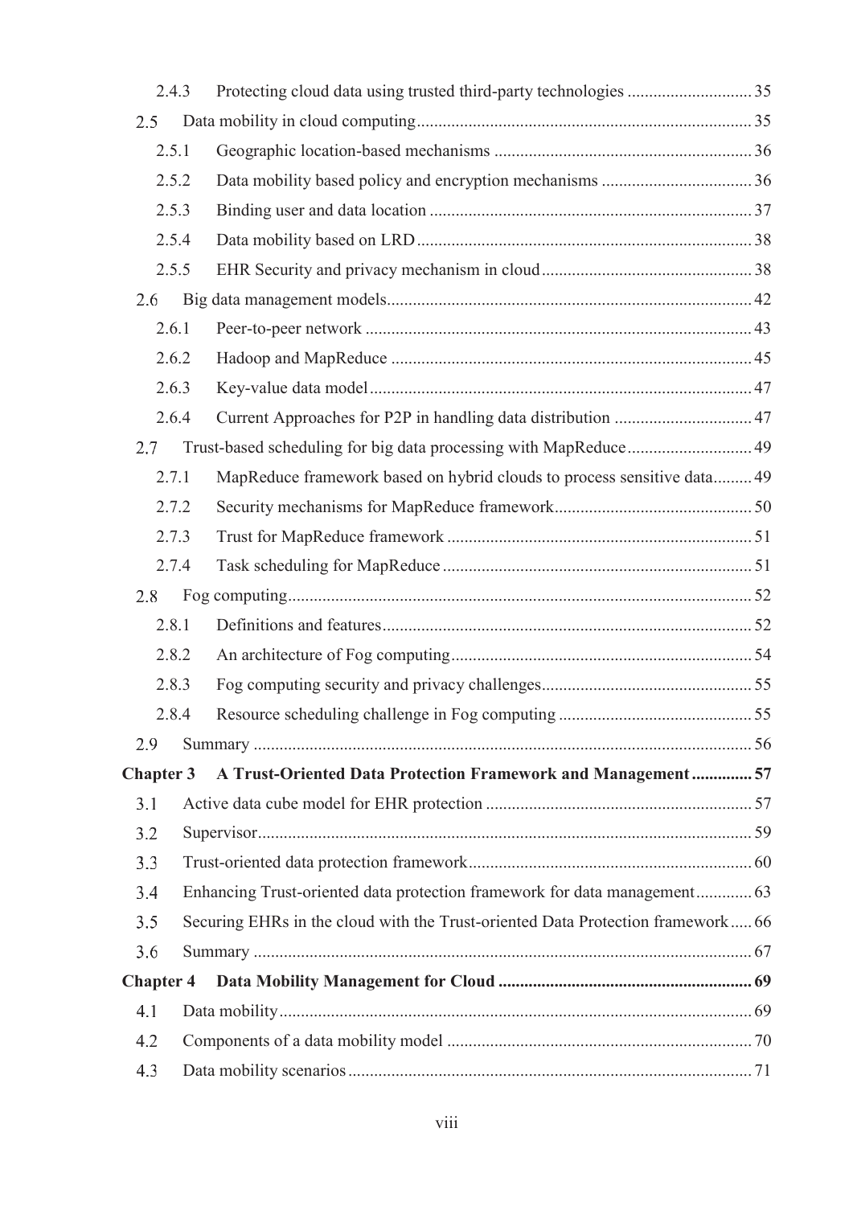- 2.4.3 Protecting cloud data using trusted third-party technologies ............................ 35
- 2.5 Data mobility in cloud computing ............................................................................ 35
  - 2.5.1 Geographic location-based mechanisms ........................................................... 36
  - 2.5.2 Data mobility based policy and encryption mechanisms .................................. 36
  - 2.5.3 Binding user and data location .......................................................................... 37
  - 2.5.4 Data mobility based on LRD ............................................................................. 38
  - 2.5.5 EHR Security and privacy mechanism in cloud ................................................ 38
- 2.6 Big data management models .................................................................................... 42
  - 2.6.1 Peer-to-peer network ......................................................................................... 43
  - 2.6.2 Hadoop and MapReduce ................................................................................... 45
  - 2.6.3 Key-value data model ........................................................................................ 47
  - 2.6.4 Current Approaches for P2P in handling data distribution ................................ 47
- 2.7 Trust-based scheduling for big data processing with MapReduce ............................ 49
  - 2.7.1 MapReduce framework based on hybrid clouds to process sensitive data ......... 49
  - 2.7.2 Security mechanisms for MapReduce framework ............................................. 50
  - 2.7.3 Trust for MapReduce framework ...................................................................... 51
  - 2.7.4 Task scheduling for MapReduce ....................................................................... 51
- 2.8 Fog computing ........................................................................................................... 52
  - 2.8.1 Definitions and features ..................................................................................... 52
  - 2.8.2 An architecture of Fog computing ..................................................................... 54
  - 2.8.3 Fog computing security and privacy challenges ................................................ 55
  - 2.8.4 Resource scheduling challenge in Fog computing ............................................ 55
- 2.9 Summary .................................................................................................................... 56

**Chapter 3 A Trust-Oriented Data Protection Framework and Management ............. 57**

- 3.1 Active data cube model for EHR protection ............................................................. 57
- 3.2 Supervisor .................................................................................................................. 59
- 3.3 Trust-oriented data protection framework ................................................................. 60
- 3.4 Enhancing Trust-oriented data protection framework for data management ............. 63
- 3.5 Securing EHRs in the cloud with the Trust-oriented Data Protection framework ..... 66
- 3.6 Summary .................................................................................................................... 67

**Chapter 4 Data Mobility Management for Cloud .......................................................... 69**

- 4.1 Data mobility ............................................................................................................. 69
- 4.2 Components of a data mobility model ...................................................................... 70
- 4.3 Data mobility scenarios ............................................................................................. 71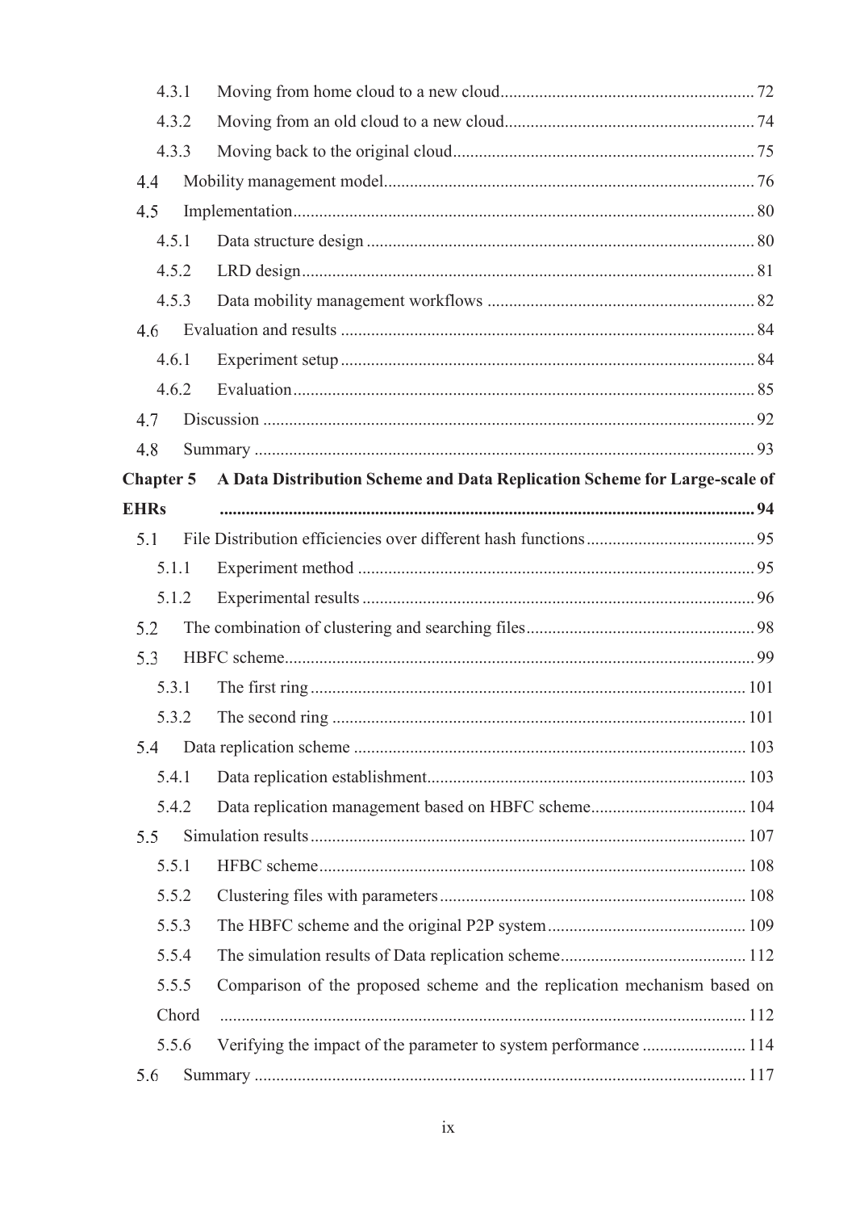- 4.3.1 Moving from home cloud to a new cloud .......... 72
- 4.3.2 Moving from an old cloud to a new cloud .......... 74
- 4.3.3 Moving back to the original cloud .......... 75

4.4 Mobility management model .......... 76

4.5 Implementation .......... 80

- 4.5.1 Data structure design .......... 80
- 4.5.2 LRD design .......... 81
- 4.5.3 Data mobility management workflows .......... 82

4.6 Evaluation and results .......... 84

- 4.6.1 Experiment setup .......... 84
- 4.6.2 Evaluation .......... 85

4.7 Discussion .......... 92

4.8 Summary .......... 93

**Chapter 5 A Data Distribution Scheme and Data Replication Scheme for Large-scale of EHRs .......... 94**

5.1 File Distribution efficiencies over different hash functions .......... 95

- 5.1.1 Experiment method .......... 95
- 5.1.2 Experimental results .......... 96

5.2 The combination of clustering and searching files .......... 98

5.3 HBFC scheme .......... 99

- 5.3.1 The first ring .......... 101
- 5.3.2 The second ring .......... 101

5.4 Data replication scheme .......... 103

- 5.4.1 Data replication establishment .......... 103
- 5.4.2 Data replication management based on HBFC scheme .......... 104

5.5 Simulation results .......... 107

- 5.5.1 HFBC scheme .......... 108
- 5.5.2 Clustering files with parameters .......... 108
- 5.5.3 The HBFC scheme and the original P2P system .......... 109
- 5.5.4 The simulation results of Data replication scheme .......... 112
- 5.5.5 Comparison of the proposed scheme and the replication mechanism based on Chord .......... 112
- 5.5.6 Verifying the impact of the parameter to system performance .......... 114

5.6 Summary .......... 117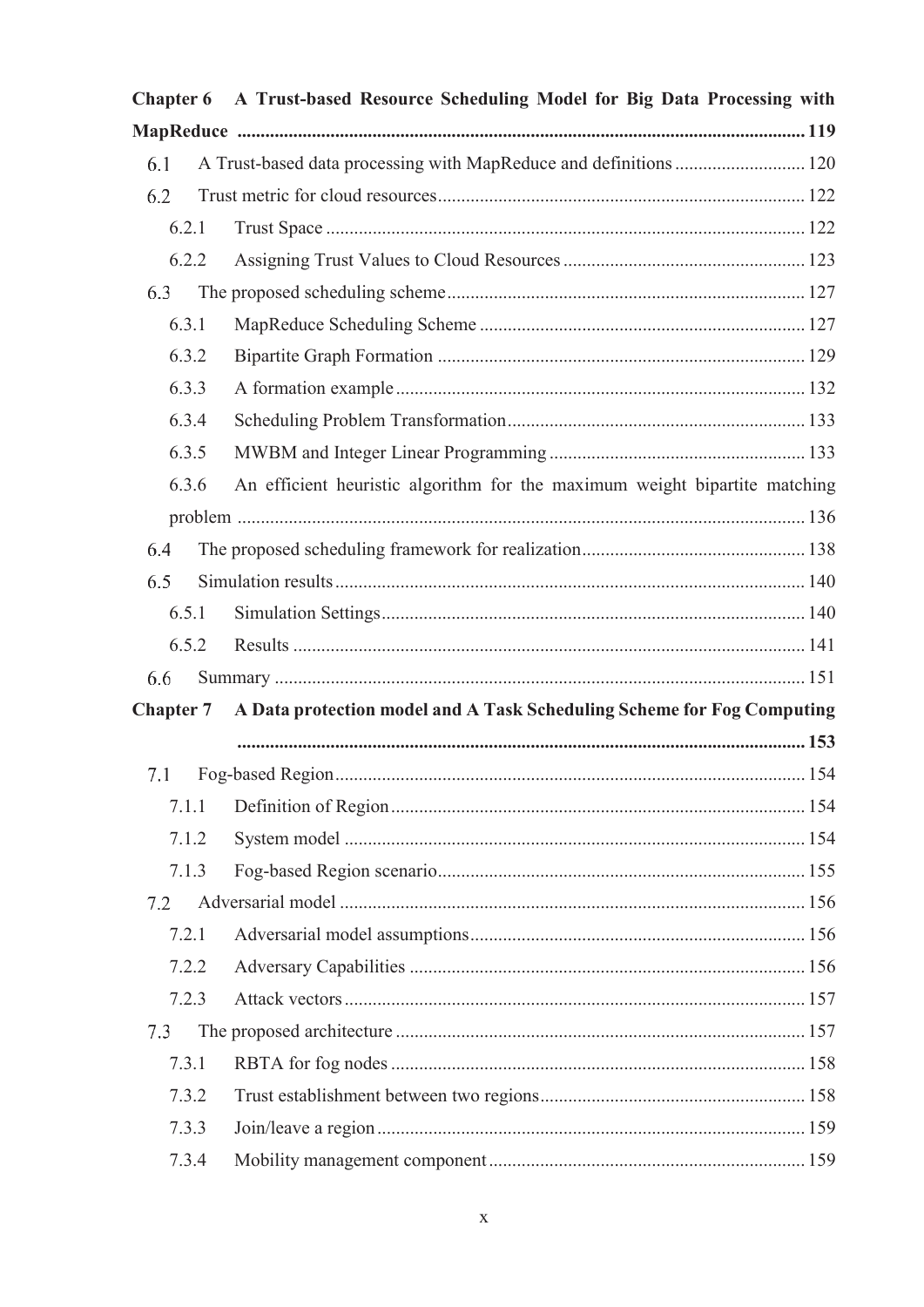**Chapter 6 A Trust-based Resource Scheduling Model for Big Data Processing with MapReduce** ...... 119

- 6.1 A Trust-based data processing with MapReduce and definitions ...... 120
- 6.2 Trust metric for cloud resources ...... 122
  - 6.2.1 Trust Space ...... 122
  - 6.2.2 Assigning Trust Values to Cloud Resources ...... 123
- 6.3 The proposed scheduling scheme ...... 127
  - 6.3.1 MapReduce Scheduling Scheme ...... 127
  - 6.3.2 Bipartite Graph Formation ...... 129
  - 6.3.3 A formation example ...... 132
  - 6.3.4 Scheduling Problem Transformation ...... 133
  - 6.3.5 MWBM and Integer Linear Programming ...... 133
  - 6.3.6 An efficient heuristic algorithm for the maximum weight bipartite matching problem ...... 136
- 6.4 The proposed scheduling framework for realization ...... 138
- 6.5 Simulation results ...... 140
  - 6.5.1 Simulation Settings ...... 140
  - 6.5.2 Results ...... 141
- 6.6 Summary ...... 151

**Chapter 7 A Data protection model and A Task Scheduling Scheme for Fog Computing** ...... 153

- 7.1 Fog-based Region ...... 154
  - 7.1.1 Definition of Region ...... 154
  - 7.1.2 System model ...... 154
  - 7.1.3 Fog-based Region scenario ...... 155
- 7.2 Adversarial model ...... 156
  - 7.2.1 Adversarial model assumptions ...... 156
  - 7.2.2 Adversary Capabilities ...... 156
  - 7.2.3 Attack vectors ...... 157
- 7.3 The proposed architecture ...... 157
  - 7.3.1 RBTA for fog nodes ...... 158
  - 7.3.2 Trust establishment between two regions ...... 158
  - 7.3.3 Join/leave a region ...... 159
  - 7.3.4 Mobility management component ...... 159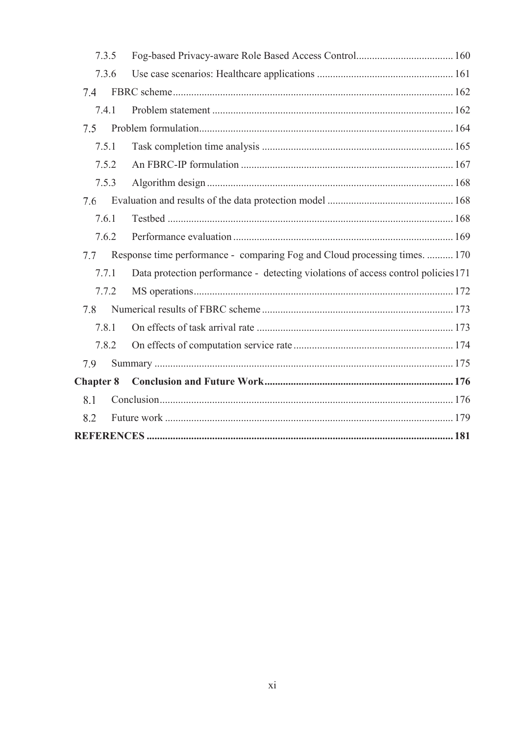| | | |
|---|---|---|
| 7.3.5 | Fog-based Privacy-aware Role Based Access Control | 160 |
| 7.3.6 | Use case scenarios: Healthcare applications | 161 |
| 7.4 | FBRC scheme | 162 |
| 7.4.1 | Problem statement | 162 |
| 7.5 | Problem formulation | 164 |
| 7.5.1 | Task completion time analysis | 165 |
| 7.5.2 | An FBRC-IP formulation | 167 |
| 7.5.3 | Algorithm design | 168 |
| 7.6 | Evaluation and results of the data protection model | 168 |
| 7.6.1 | Testbed | 168 |
| 7.6.2 | Performance evaluation | 169 |
| 7.7 | Response time performance - comparing Fog and Cloud processing times. | 170 |
| 7.7.1 | Data protection performance - detecting violations of access control policies | 171 |
| 7.7.2 | MS operations | 172 |
| 7.8 | Numerical results of FBRC scheme | 173 |
| 7.8.1 | On effects of task arrival rate | 173 |
| 7.8.2 | On effects of computation service rate | 174 |
| 7.9 | Summary | 175 |
| **Chapter 8** | **Conclusion and Future Work** | **176** |
| 8.1 | Conclusion | 176 |
| 8.2 | Future work | 179 |
| **REFERENCES** | | **181** |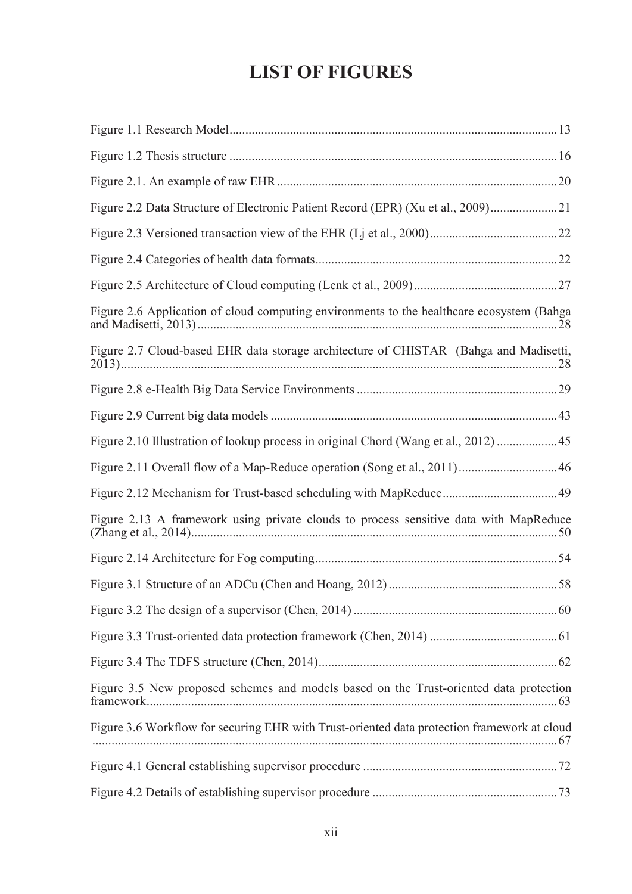# LIST OF FIGURES

| | |
|---|---|
| Figure 1.1 Research Model | 13 |
| Figure 1.2 Thesis structure | 16 |
| Figure 2.1. An example of raw EHR | 20 |
| Figure 2.2 Data Structure of Electronic Patient Record (EPR) (Xu et al., 2009) | 21 |
| Figure 2.3 Versioned transaction view of the EHR (Lj et al., 2000) | 22 |
| Figure 2.4 Categories of health data formats | 22 |
| Figure 2.5 Architecture of Cloud computing (Lenk et al., 2009) | 27 |
| Figure 2.6 Application of cloud computing environments to the healthcare ecosystem (Bahga and Madisetti, 2013) | 28 |
| Figure 2.7 Cloud-based EHR data storage architecture of CHISTAR (Bahga and Madisetti, 2013) | 28 |
| Figure 2.8 e-Health Big Data Service Environments | 29 |
| Figure 2.9 Current big data models | 43 |
| Figure 2.10 Illustration of lookup process in original Chord (Wang et al., 2012) | 45 |
| Figure 2.11 Overall flow of a Map-Reduce operation (Song et al., 2011) | 46 |
| Figure 2.12 Mechanism for Trust-based scheduling with MapReduce | 49 |
| Figure 2.13 A framework using private clouds to process sensitive data with MapReduce (Zhang et al., 2014) | 50 |
| Figure 2.14 Architecture for Fog computing | 54 |
| Figure 3.1 Structure of an ADCu (Chen and Hoang, 2012) | 58 |
| Figure 3.2 The design of a supervisor (Chen, 2014) | 60 |
| Figure 3.3 Trust-oriented data protection framework (Chen, 2014) | 61 |
| Figure 3.4 The TDFS structure (Chen, 2014) | 62 |
| Figure 3.5 New proposed schemes and models based on the Trust-oriented data protection framework | 63 |
| Figure 3.6 Workflow for securing EHR with Trust-oriented data protection framework at cloud | 67 |
| Figure 4.1 General establishing supervisor procedure | 72 |
| Figure 4.2 Details of establishing supervisor procedure | 73 |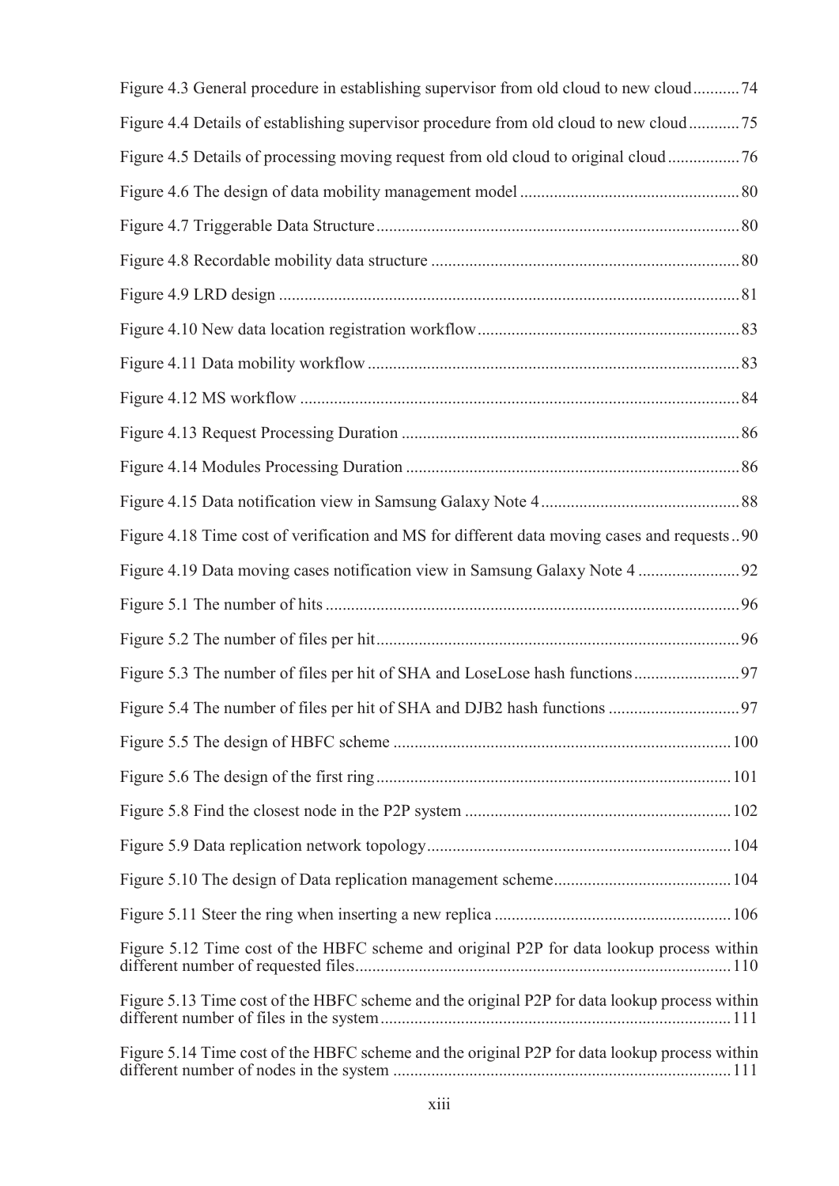Figure 4.3 General procedure in establishing supervisor from old cloud to new cloud ........... 74

Figure 4.4 Details of establishing supervisor procedure from old cloud to new cloud ............ 75

Figure 4.5 Details of processing moving request from old cloud to original cloud ................. 76

Figure 4.6 The design of data mobility management model ................................................... 80

Figure 4.7 Triggerable Data Structure ..................................................................................... 80

Figure 4.8 Recordable mobility data structure ........................................................................ 80

Figure 4.9 LRD design ............................................................................................................ 81

Figure 4.10 New data location registration workflow ............................................................. 83

Figure 4.11 Data mobility workflow ....................................................................................... 83

Figure 4.12 MS workflow ....................................................................................................... 84

Figure 4.13 Request Processing Duration ............................................................................... 86

Figure 4.14 Modules Processing Duration .............................................................................. 86

Figure 4.15 Data notification view in Samsung Galaxy Note 4 ............................................... 88

Figure 4.18 Time cost of verification and MS for different data moving cases and requests .. 90

Figure 4.19 Data moving cases notification view in Samsung Galaxy Note 4 ........................ 92

Figure 5.1 The number of hits ................................................................................................. 96

Figure 5.2 The number of files per hit ..................................................................................... 96

Figure 5.3 The number of files per hit of SHA and LoseLose hash functions ......................... 97

Figure 5.4 The number of files per hit of SHA and DJB2 hash functions ............................... 97

Figure 5.5 The design of HBFC scheme ............................................................................... 100

Figure 5.6 The design of the first ring ................................................................................... 101

Figure 5.8 Find the closest node in the P2P system .............................................................. 102

Figure 5.9 Data replication network topology ....................................................................... 104

Figure 5.10 The design of Data replication management scheme .......................................... 104

Figure 5.11 Steer the ring when inserting a new replica ........................................................ 106

Figure 5.12 Time cost of the HBFC scheme and original P2P for data lookup process within different number of requested files ........................................................................................ 110

Figure 5.13 Time cost of the HBFC scheme and the original P2P for data lookup process within different number of files in the system .................................................................................. 111

Figure 5.14 Time cost of the HBFC scheme and the original P2P for data lookup process within different number of nodes in the system ............................................................................... 111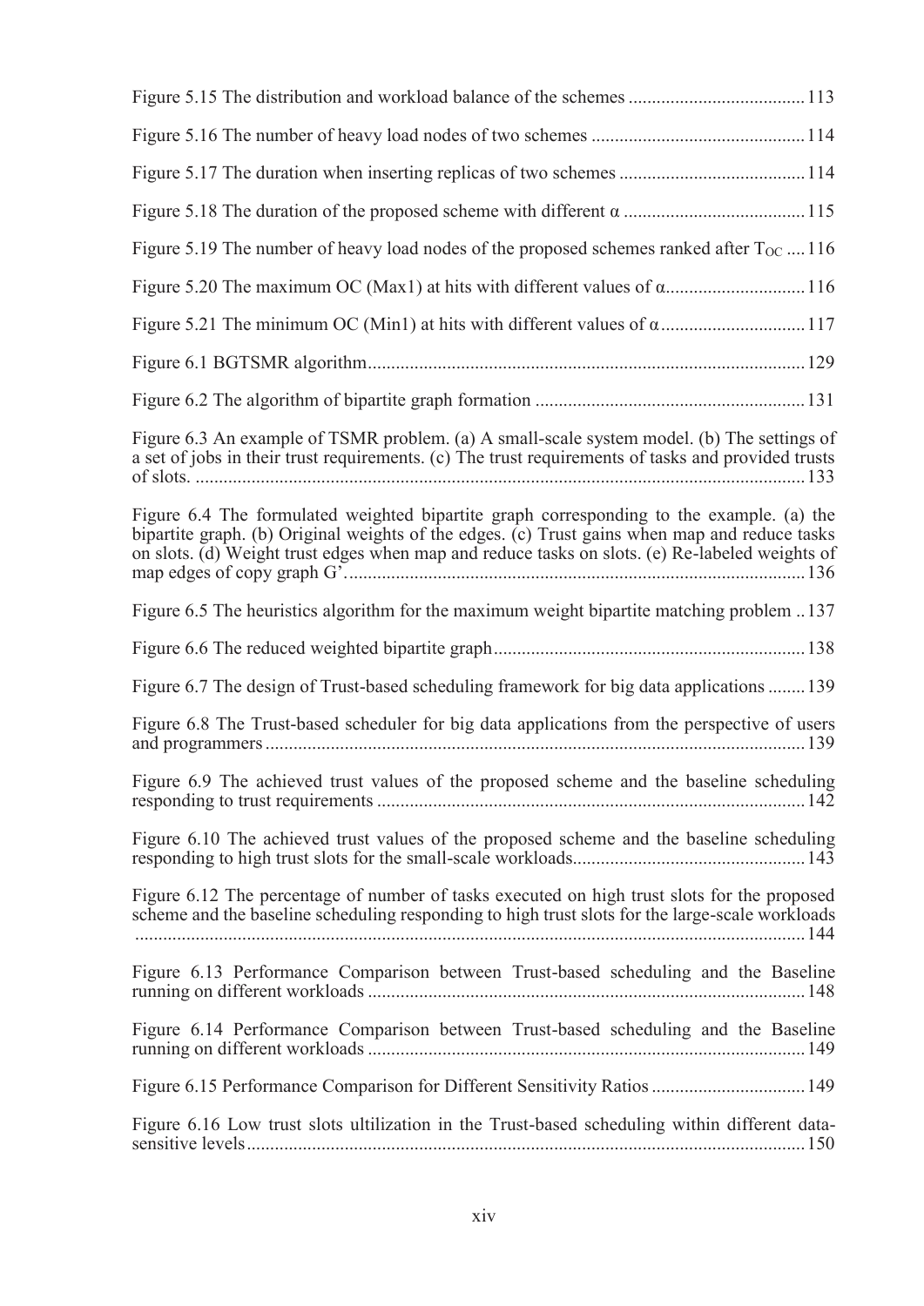Figure 5.15 The distribution and workload balance of the schemes ..................................... 113

Figure 5.16 The number of heavy load nodes of two schemes ............................................ 114

Figure 5.17 The duration when inserting replicas of two schemes ....................................... 114

Figure 5.18 The duration of the proposed scheme with different α ...................................... 115

Figure 5.19 The number of heavy load nodes of the proposed schemes ranked after $T_{OC}$ .... 116

Figure 5.20 The maximum OC (Max1) at hits with different values of α............................. 116

Figure 5.21 The minimum OC (Min1) at hits with different values of α .............................. 117

Figure 6.1 BGTSMR algorithm............................................................................................ 129

Figure 6.2 The algorithm of bipartite graph formation ......................................................... 131

Figure 6.3 An example of TSMR problem. (a) A small-scale system model. (b) The settings of a set of jobs in their trust requirements. (c) The trust requirements of tasks and provided trusts of slots. ................................................................................................................................. 133

Figure 6.4 The formulated weighted bipartite graph corresponding to the example. (a) the bipartite graph. (b) Original weights of the edges. (c) Trust gains when map and reduce tasks on slots. (d) Weight trust edges when map and reduce tasks on slots. (e) Re-labeled weights of map edges of copy graph G'. ................................................................................................ 136

Figure 6.5 The heuristics algorithm for the maximum weight bipartite matching problem .. 137

Figure 6.6 The reduced weighted bipartite graph.................................................................. 138

Figure 6.7 The design of Trust-based scheduling framework for big data applications ........ 139

Figure 6.8 The Trust-based scheduler for big data applications from the perspective of users and programmers .................................................................................................................. 139

Figure 6.9 The achieved trust values of the proposed scheme and the baseline scheduling responding to trust requirements .......................................................................................... 142

Figure 6.10 The achieved trust values of the proposed scheme and the baseline scheduling responding to high trust slots for the small-scale workloads................................................. 143

Figure 6.12 The percentage of number of tasks executed on high trust slots for the proposed scheme and the baseline scheduling responding to high trust slots for the large-scale workloads ............................................................................................................................................. 144

Figure 6.13 Performance Comparison between Trust-based scheduling and the Baseline running on different workloads ............................................................................................ 148

Figure 6.14 Performance Comparison between Trust-based scheduling and the Baseline running on different workloads ............................................................................................ 149

Figure 6.15 Performance Comparison for Different Sensitivity Ratios ................................ 149

Figure 6.16 Low trust slots ultilization in the Trust-based scheduling within different data-sensitive levels...................................................................................................................... 150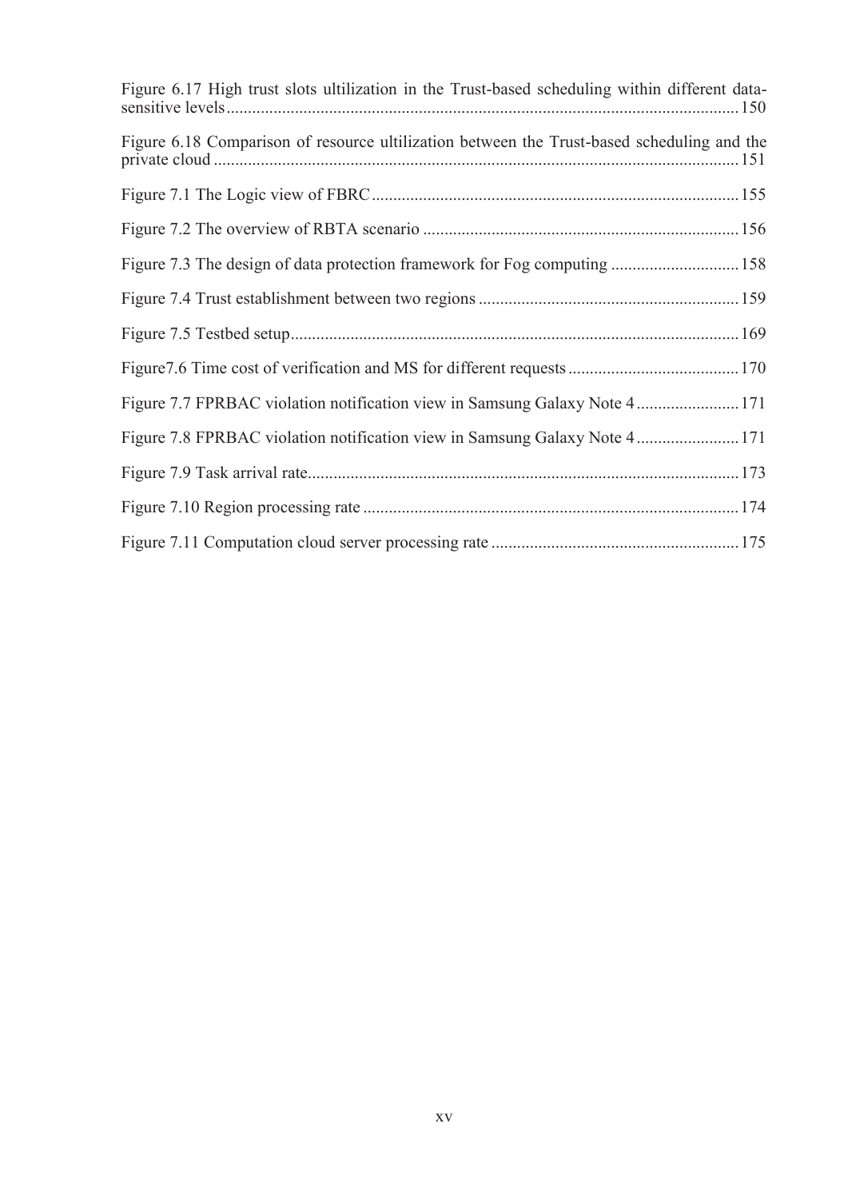Figure 6.17 High trust slots ultilization in the Trust-based scheduling within different data-sensitive levels ........................................................................................................ 150

Figure 6.18 Comparison of resource ultilization between the Trust-based scheduling and the private cloud ........................................................................................................ 151

Figure 7.1 The Logic view of FBRC ........................................................................................................ 155

Figure 7.2 The overview of RBTA scenario ........................................................................................................ 156

Figure 7.3 The design of data protection framework for Fog computing ........................................................................................................ 158

Figure 7.4 Trust establishment between two regions ........................................................................................................ 159

Figure 7.5 Testbed setup ........................................................................................................ 169

Figure7.6 Time cost of verification and MS for different requests ........................................................................................................ 170

Figure 7.7 FPRBAC violation notification view in Samsung Galaxy Note 4 ........................................................................................................ 171

Figure 7.8 FPRBAC violation notification view in Samsung Galaxy Note 4 ........................................................................................................ 171

Figure 7.9 Task arrival rate ........................................................................................................ 173

Figure 7.10 Region processing rate ........................................................................................................ 174

Figure 7.11 Computation cloud server processing rate ........................................................................................................ 175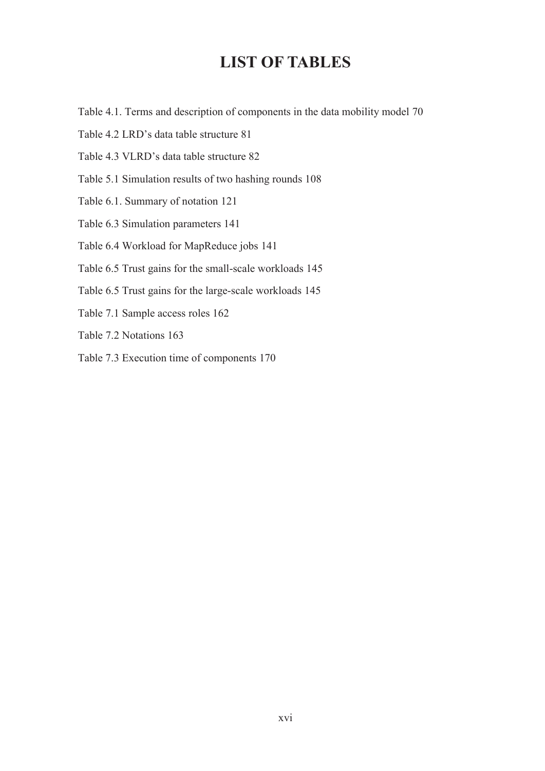# LIST OF TABLES

Table 4.1. Terms and description of components in the data mobility model 70

Table 4.2 LRD’s data table structure 81

Table 4.3 VLRD’s data table structure 82

Table 5.1 Simulation results of two hashing rounds 108

Table 6.1. Summary of notation 121

Table 6.3 Simulation parameters 141

Table 6.4 Workload for MapReduce jobs 141

Table 6.5 Trust gains for the small-scale workloads 145

Table 6.5 Trust gains for the large-scale workloads 145

Table 7.1 Sample access roles 162

Table 7.2 Notations 163

Table 7.3 Execution time of components 170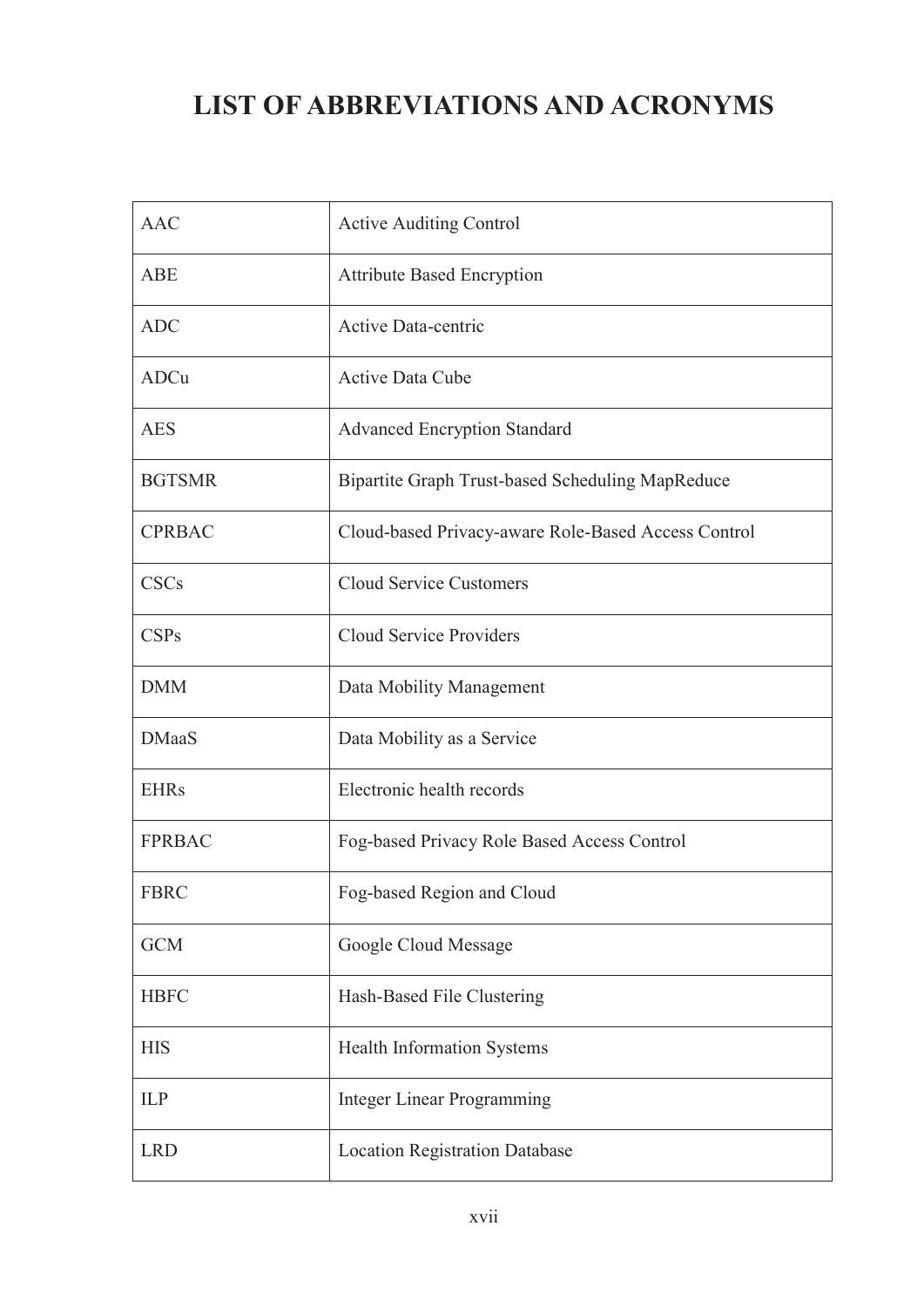# LIST OF ABBREVIATIONS AND ACRONYMS

| | |
|---|---|
| AAC | Active Auditing Control |
| ABE | Attribute Based Encryption |
| ADC | Active Data-centric |
| ADCu | Active Data Cube |
| AES | Advanced Encryption Standard |
| BGTSMR | Bipartite Graph Trust-based Scheduling MapReduce |
| CPRBAC | Cloud-based Privacy-aware Role-Based Access Control |
| CSCs | Cloud Service Customers |
| CSPs | Cloud Service Providers |
| DMM | Data Mobility Management |
| DMaaS | Data Mobility as a Service |
| EHRs | Electronic health records |
| FPRBAC | Fog-based Privacy Role Based Access Control |
| FBRC | Fog-based Region and Cloud |
| GCM | Google Cloud Message |
| HBFC | Hash-Based File Clustering |
| HIS | Health Information Systems |
| ILP | Integer Linear Programming |
| LRD | Location Registration Database |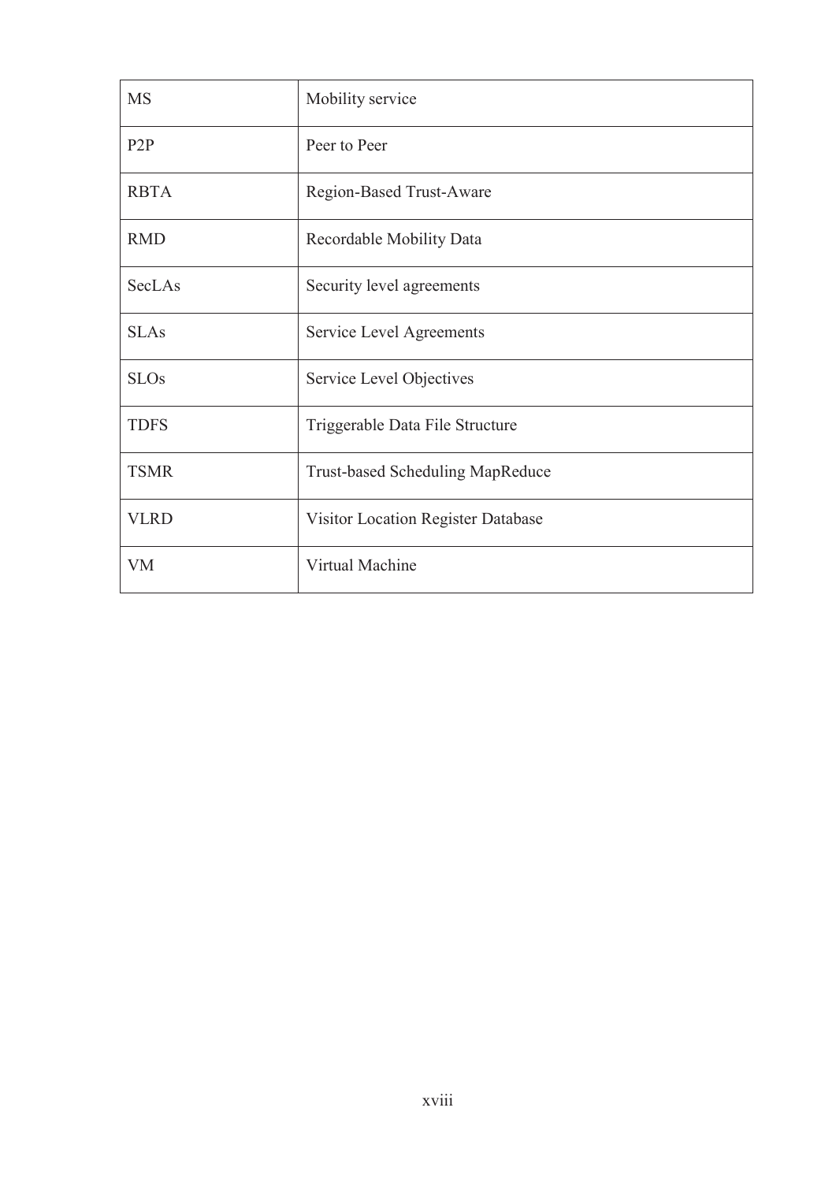| | |
|---|---|
| MS | Mobility service |
| P2P | Peer to Peer |
| RBTA | Region-Based Trust-Aware |
| RMD | Recordable Mobility Data |
| SecLAs | Security level agreements |
| SLAs | Service Level Agreements |
| SLOs | Service Level Objectives |
| TDFS | Triggerable Data File Structure |
| TSMR | Trust-based Scheduling MapReduce |
| VLRD | Visitor Location Register Database |
| VM | Virtual Machine |